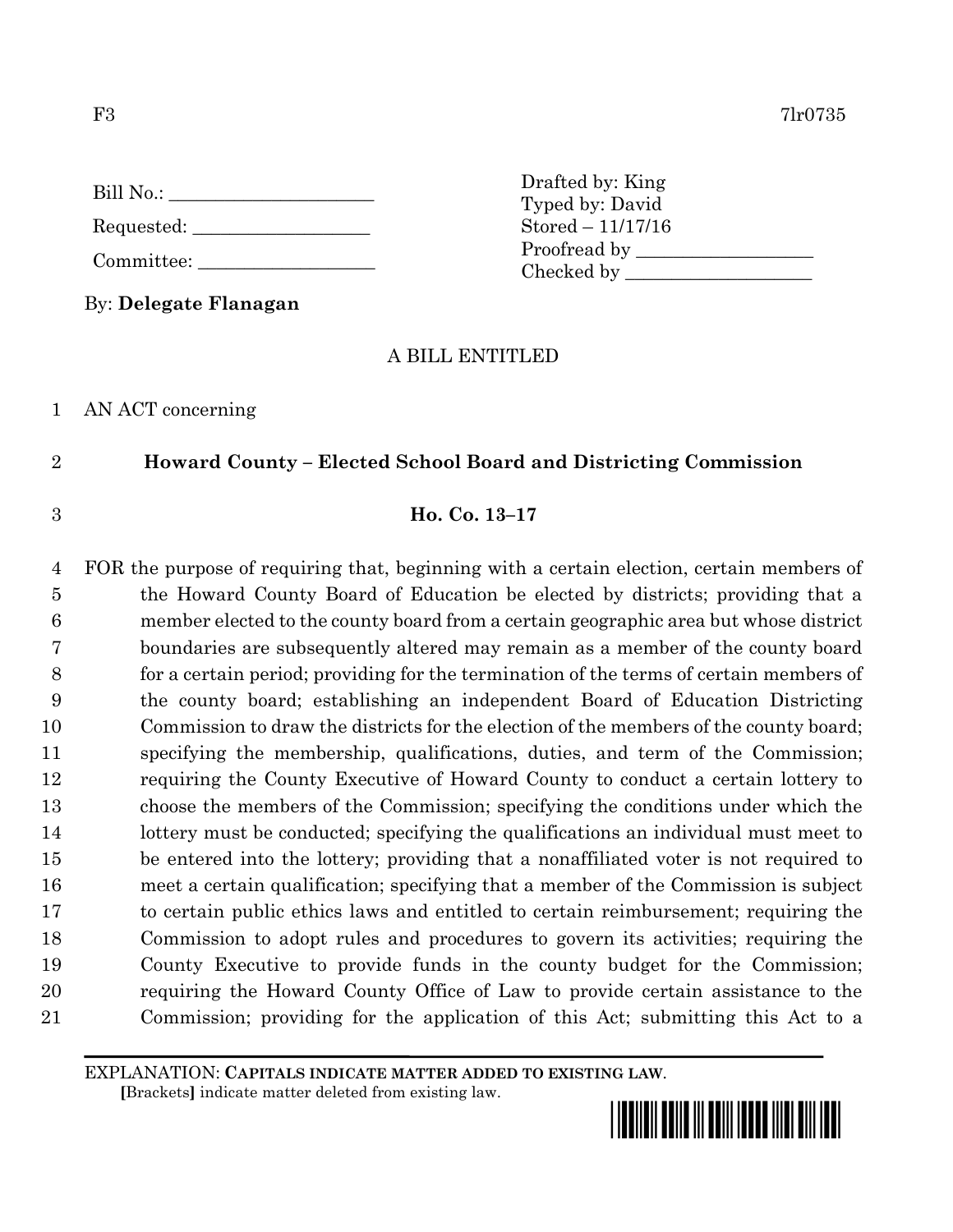F3 7lr0735

Bill No.: ____________________

Requested: __________________

Committee: __________________

Drafted by: King
Typed by: David
Stored – 11/17/16
Proofread by __________________
Checked by ___________________

By: **Delegate Flanagan**

A BILL ENTITLED

AN ACT concerning

**Howard County – Elected School Board and Districting Commission**

**Ho. Co. 13–17**

FOR the purpose of requiring that, beginning with a certain election, certain members of the Howard County Board of Education be elected by districts; providing that a member elected to the county board from a certain geographic area but whose district boundaries are subsequently altered may remain as a member of the county board for a certain period; providing for the termination of the terms of certain members of the county board; establishing an independent Board of Education Districting Commission to draw the districts for the election of the members of the county board; specifying the membership, qualifications, duties, and term of the Commission; requiring the County Executive of Howard County to conduct a certain lottery to choose the members of the Commission; specifying the conditions under which the lottery must be conducted; specifying the qualifications an individual must meet to be entered into the lottery; providing that a nonaffiliated voter is not required to meet a certain qualification; specifying that a member of the Commission is subject to certain public ethics laws and entitled to certain reimbursement; requiring the Commission to adopt rules and procedures to govern its activities; requiring the County Executive to provide funds in the county budget for the Commission; requiring the Howard County Office of Law to provide certain assistance to the Commission; providing for the application of this Act; submitting this Act to a

EXPLANATION: **CAPITALS INDICATE MATTER ADDED TO EXISTING LAW.**
**[**Brackets**]** indicate matter deleted from existing law.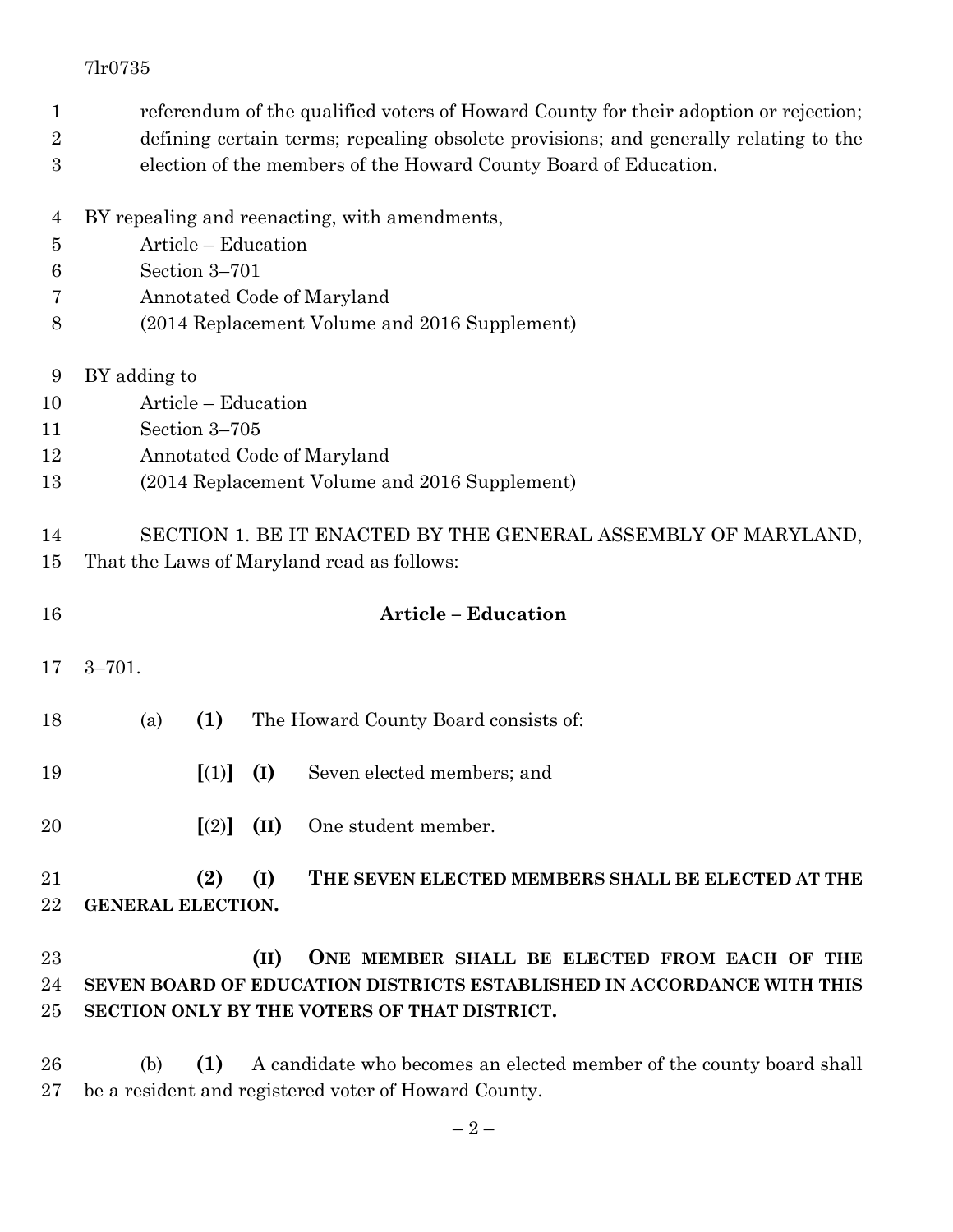referendum of the qualified voters of Howard County for their adoption or rejection; defining certain terms; repealing obsolete provisions; and generally relating to the election of the members of the Howard County Board of Education.

BY repealing and reenacting, with amendments,
Article – Education
Section 3–701
Annotated Code of Maryland
(2014 Replacement Volume and 2016 Supplement)

BY adding to
Article – Education
Section 3–705
Annotated Code of Maryland
(2014 Replacement Volume and 2016 Supplement)

SECTION 1. BE IT ENACTED BY THE GENERAL ASSEMBLY OF MARYLAND, That the Laws of Maryland read as follows:

**Article – Education**

3–701.

(a) **(1)** The Howard County Board consists of:

**[**(1)**]** **(I)** Seven elected members; and

**[**(2)**]** **(II)** One student member.

**(2)** **(I)** **THE SEVEN ELECTED MEMBERS SHALL BE ELECTED AT THE GENERAL ELECTION.**

**(II)** **ONE MEMBER SHALL BE ELECTED FROM EACH OF THE SEVEN BOARD OF EDUCATION DISTRICTS ESTABLISHED IN ACCORDANCE WITH THIS SECTION ONLY BY THE VOTERS OF THAT DISTRICT.**

(b) **(1)** A candidate who becomes an elected member of the county board shall be a resident and registered voter of Howard County.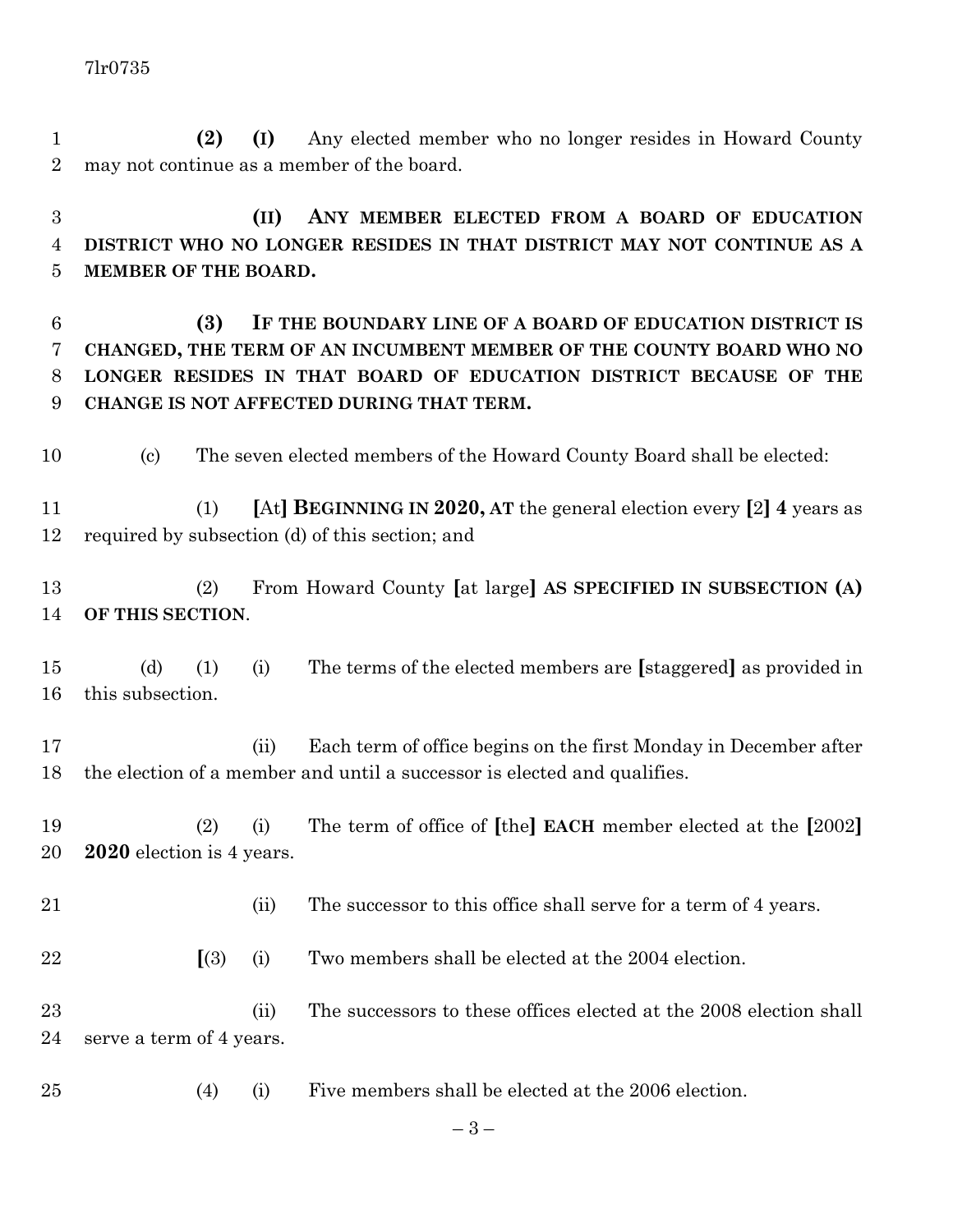**(2)** **(I)** Any elected member who no longer resides in Howard County may not continue as a member of the board.

**(II)** **ANY MEMBER ELECTED FROM A BOARD OF EDUCATION DISTRICT WHO NO LONGER RESIDES IN THAT DISTRICT MAY NOT CONTINUE AS A MEMBER OF THE BOARD.**

**(3)** **IF THE BOUNDARY LINE OF A BOARD OF EDUCATION DISTRICT IS CHANGED, THE TERM OF AN INCUMBENT MEMBER OF THE COUNTY BOARD WHO NO LONGER RESIDES IN THAT BOARD OF EDUCATION DISTRICT BECAUSE OF THE CHANGE IS NOT AFFECTED DURING THAT TERM.**

(c) The seven elected members of the Howard County Board shall be elected:

(1) **[**At**]** **BEGINNING IN 2020, AT** the general election every **[**2**]** **4** years as required by subsection (d) of this section; and

(2) From Howard County **[**at large**]** **AS SPECIFIED IN SUBSECTION (A) OF THIS SECTION**.

(d) (1) (i) The terms of the elected members are **[**staggered**]** as provided in this subsection.

(ii) Each term of office begins on the first Monday in December after the election of a member and until a successor is elected and qualifies.

(2) (i) The term of office of **[**the**]** **EACH** member elected at the **[**2002**]** **2020** election is 4 years.

(ii) The successor to this office shall serve for a term of 4 years.

**[**(3) (i) Two members shall be elected at the 2004 election.

(ii) The successors to these offices elected at the 2008 election shall serve a term of 4 years.

(4) (i) Five members shall be elected at the 2006 election.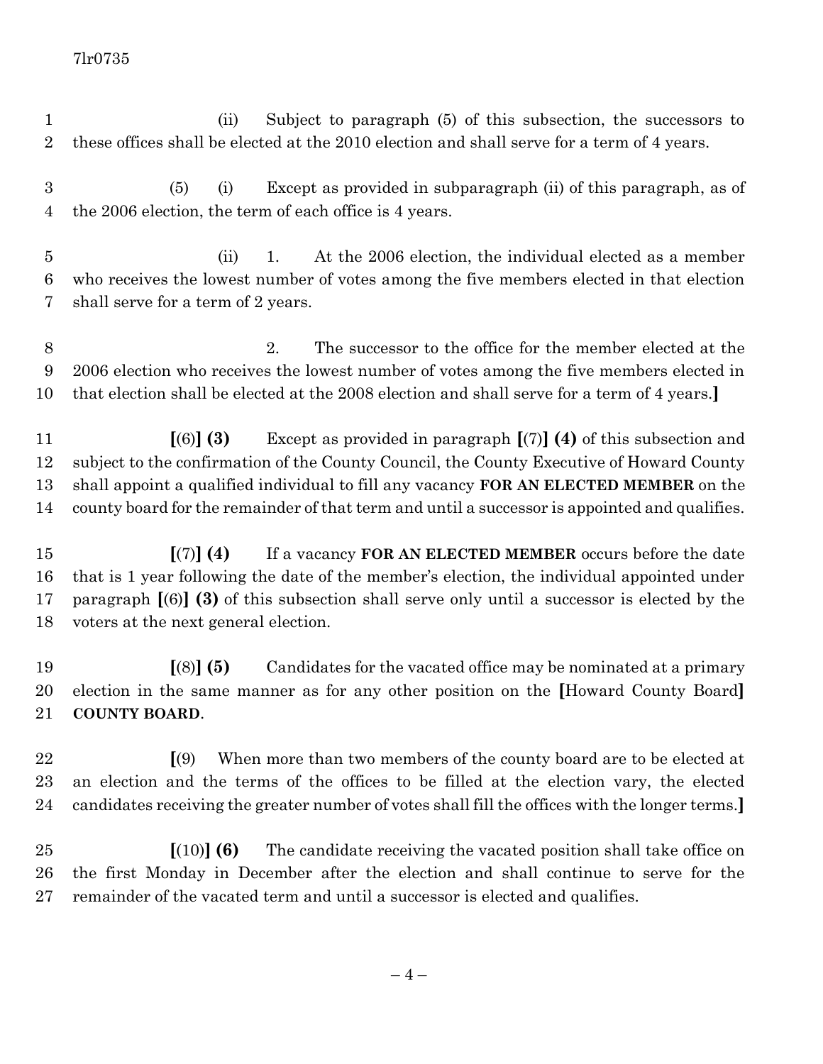(ii) Subject to paragraph (5) of this subsection, the successors to these offices shall be elected at the 2010 election and shall serve for a term of 4 years.

(5) (i) Except as provided in subparagraph (ii) of this paragraph, as of the 2006 election, the term of each office is 4 years.

(ii) 1. At the 2006 election, the individual elected as a member who receives the lowest number of votes among the five members elected in that election shall serve for a term of 2 years.

2. The successor to the office for the member elected at the 2006 election who receives the lowest number of votes among the five members elected in that election shall be elected at the 2008 election and shall serve for a term of 4 years.**]**

**[**(6)**] (3)** Except as provided in paragraph **[**(7)**] (4)** of this subsection and subject to the confirmation of the County Council, the County Executive of Howard County shall appoint a qualified individual to fill any vacancy **FOR AN ELECTED MEMBER** on the county board for the remainder of that term and until a successor is appointed and qualifies.

**[**(7)**] (4)** If a vacancy **FOR AN ELECTED MEMBER** occurs before the date that is 1 year following the date of the member's election, the individual appointed under paragraph **[**(6)**] (3)** of this subsection shall serve only until a successor is elected by the voters at the next general election.

**[**(8)**] (5)** Candidates for the vacated office may be nominated at a primary election in the same manner as for any other position on the **[**Howard County Board**]** **COUNTY BOARD**.

**[**(9) When more than two members of the county board are to be elected at an election and the terms of the offices to be filled at the election vary, the elected candidates receiving the greater number of votes shall fill the offices with the longer terms.**]**

**[**(10)**] (6)** The candidate receiving the vacated position shall take office on the first Monday in December after the election and shall continue to serve for the remainder of the vacated term and until a successor is elected and qualifies.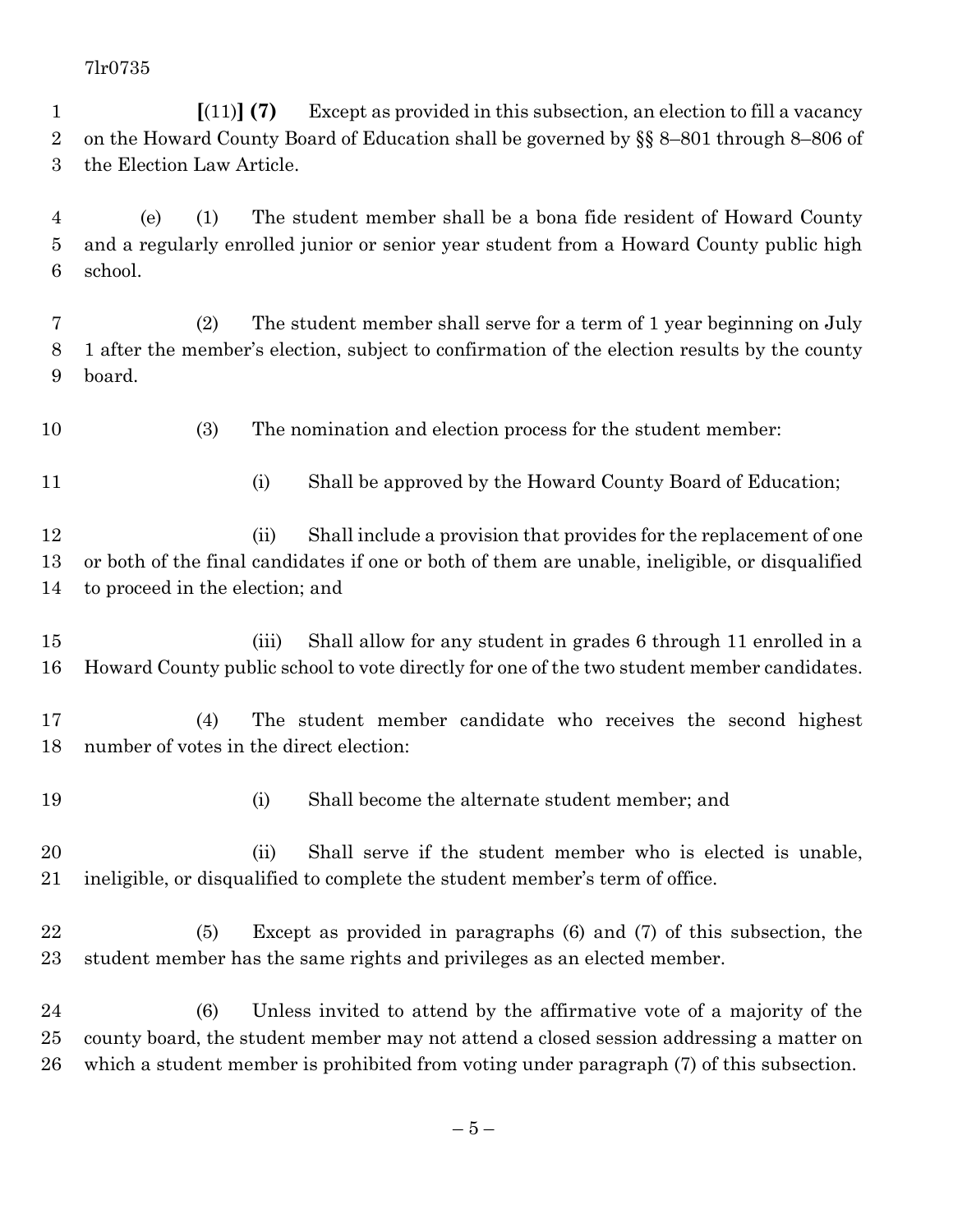**[**(11)**] (7)** Except as provided in this subsection, an election to fill a vacancy on the Howard County Board of Education shall be governed by §§ 8–801 through 8–806 of the Election Law Article.

(e) (1) The student member shall be a bona fide resident of Howard County and a regularly enrolled junior or senior year student from a Howard County public high school.

(2) The student member shall serve for a term of 1 year beginning on July 1 after the member's election, subject to confirmation of the election results by the county board.

(3) The nomination and election process for the student member:

(i) Shall be approved by the Howard County Board of Education;

(ii) Shall include a provision that provides for the replacement of one or both of the final candidates if one or both of them are unable, ineligible, or disqualified to proceed in the election; and

(iii) Shall allow for any student in grades 6 through 11 enrolled in a Howard County public school to vote directly for one of the two student member candidates.

(4) The student member candidate who receives the second highest number of votes in the direct election:

(i) Shall become the alternate student member; and

(ii) Shall serve if the student member who is elected is unable, ineligible, or disqualified to complete the student member's term of office.

(5) Except as provided in paragraphs (6) and (7) of this subsection, the student member has the same rights and privileges as an elected member.

(6) Unless invited to attend by the affirmative vote of a majority of the county board, the student member may not attend a closed session addressing a matter on which a student member is prohibited from voting under paragraph (7) of this subsection.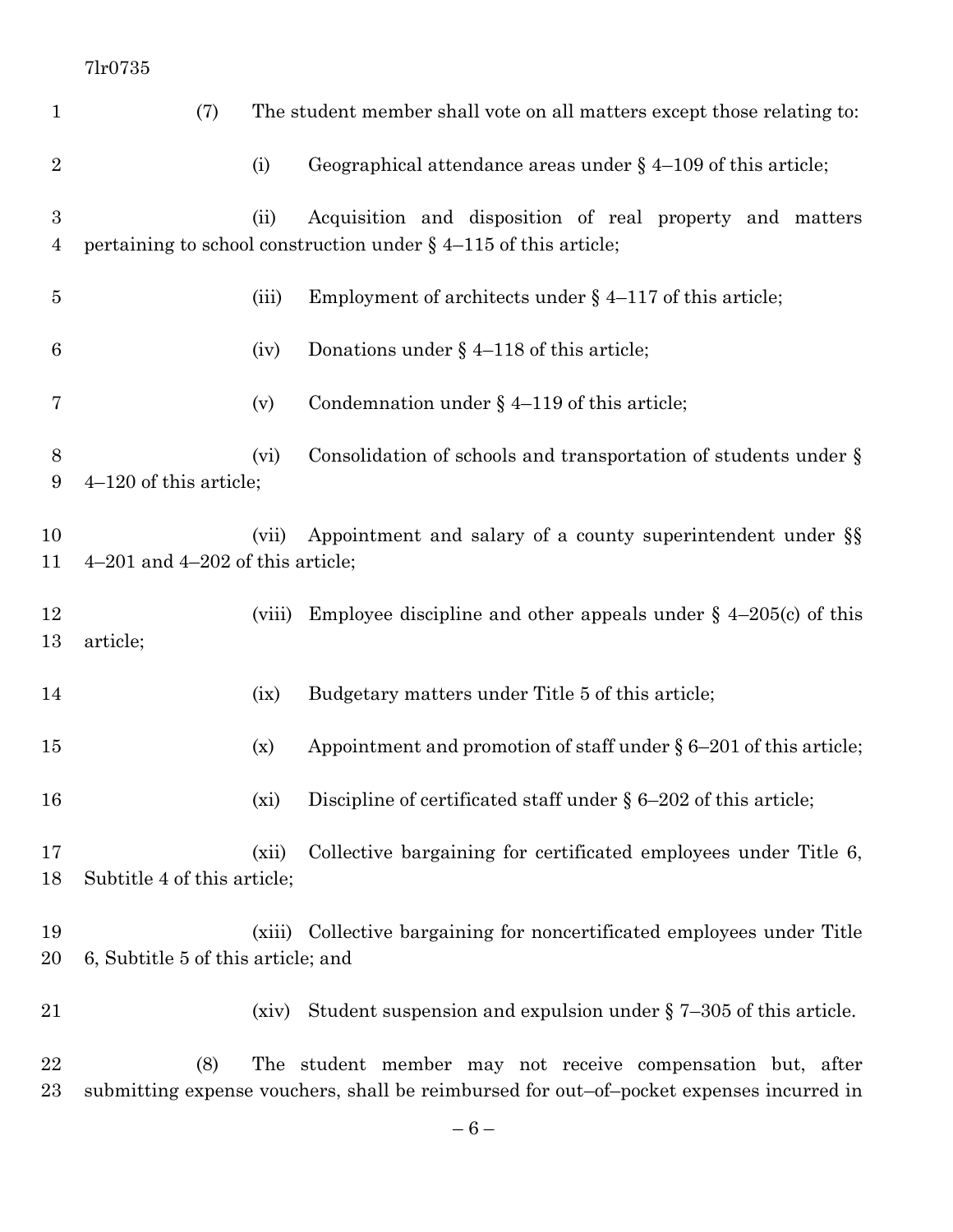(7) The student member shall vote on all matters except those relating to:

(i) Geographical attendance areas under § 4–109 of this article;

(ii) Acquisition and disposition of real property and matters pertaining to school construction under § 4–115 of this article;

(iii) Employment of architects under § 4–117 of this article;

(iv) Donations under § 4–118 of this article;

(v) Condemnation under § 4–119 of this article;

(vi) Consolidation of schools and transportation of students under § 4–120 of this article;

(vii) Appointment and salary of a county superintendent under §§ 4–201 and 4–202 of this article;

(viii) Employee discipline and other appeals under § 4–205(c) of this article;

(ix) Budgetary matters under Title 5 of this article;

(x) Appointment and promotion of staff under § 6–201 of this article;

(xi) Discipline of certificated staff under § 6–202 of this article;

(xii) Collective bargaining for certificated employees under Title 6, Subtitle 4 of this article;

(xiii) Collective bargaining for noncertificated employees under Title 6, Subtitle 5 of this article; and

(xiv) Student suspension and expulsion under § 7–305 of this article.

(8) The student member may not receive compensation but, after submitting expense vouchers, shall be reimbursed for out–of–pocket expenses incurred in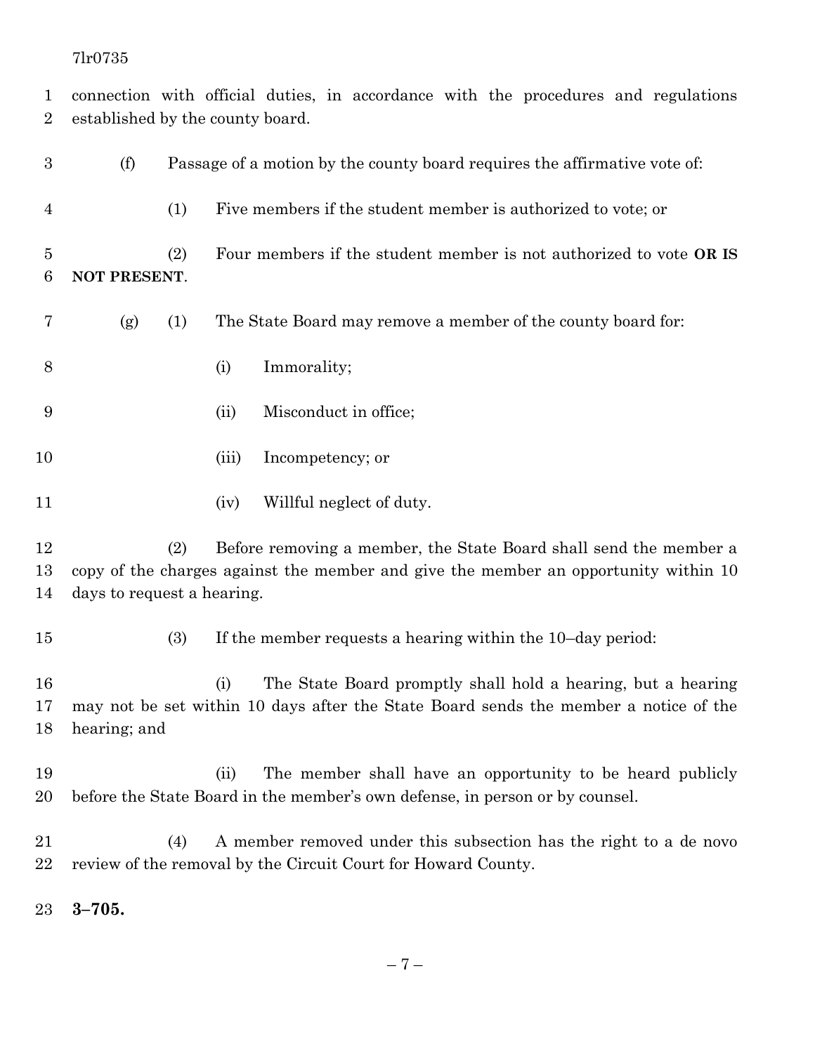connection with official duties, in accordance with the procedures and regulations established by the county board.

(f) Passage of a motion by the county board requires the affirmative vote of:

(1) Five members if the student member is authorized to vote; or

(2) Four members if the student member is not authorized to vote **OR IS NOT PRESENT**.

(g) (1) The State Board may remove a member of the county board for:

(i) Immorality;

(ii) Misconduct in office;

(iii) Incompetency; or

(iv) Willful neglect of duty.

(2) Before removing a member, the State Board shall send the member a copy of the charges against the member and give the member an opportunity within 10 days to request a hearing.

(3) If the member requests a hearing within the 10–day period:

(i) The State Board promptly shall hold a hearing, but a hearing may not be set within 10 days after the State Board sends the member a notice of the hearing; and

(ii) The member shall have an opportunity to be heard publicly before the State Board in the member's own defense, in person or by counsel.

(4) A member removed under this subsection has the right to a de novo review of the removal by the Circuit Court for Howard County.

**3–705.**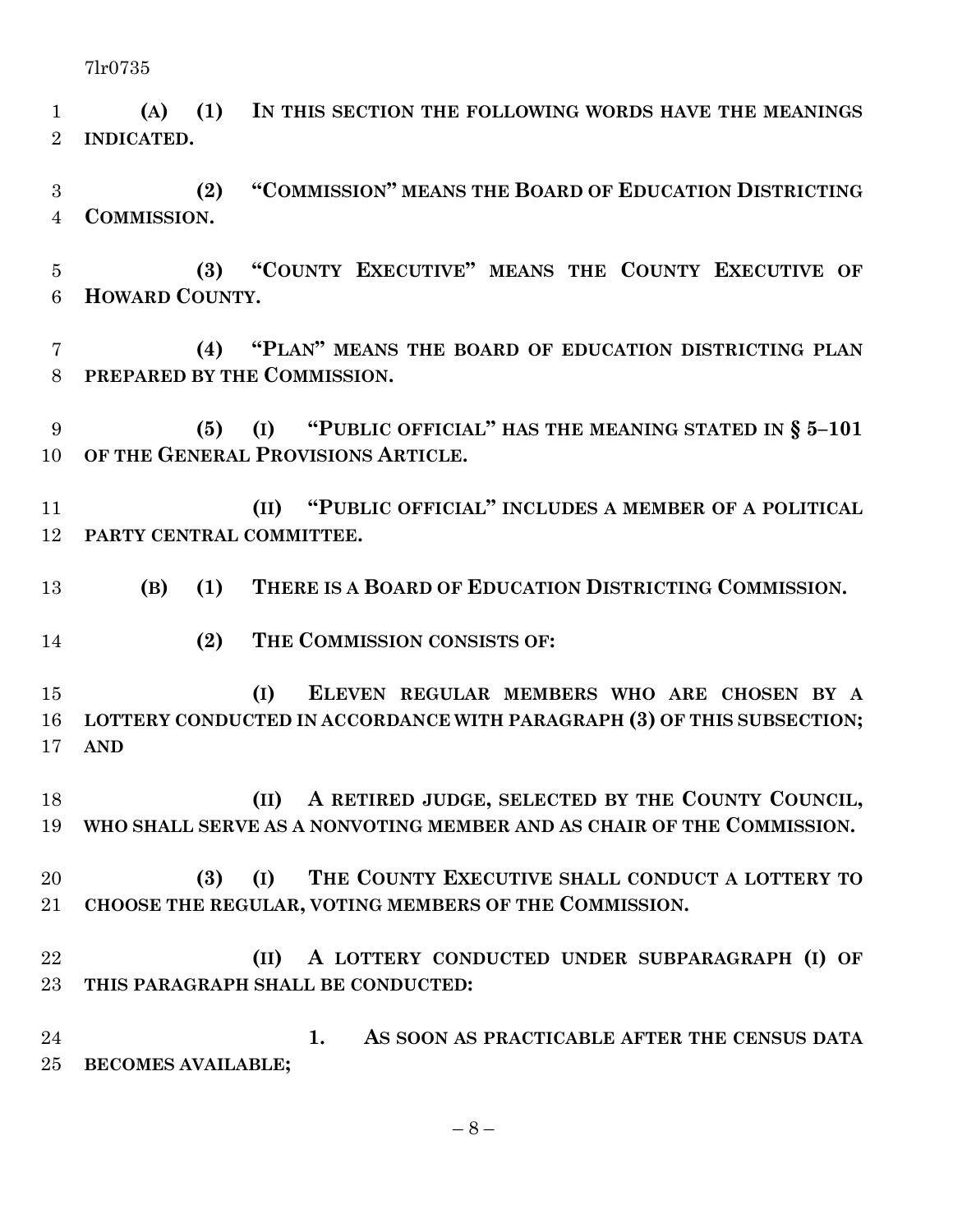**(A) (1) IN THIS SECTION THE FOLLOWING WORDS HAVE THE MEANINGS INDICATED.**

**(2) "COMMISSION" MEANS THE BOARD OF EDUCATION DISTRICTING COMMISSION.**

**(3) "COUNTY EXECUTIVE" MEANS THE COUNTY EXECUTIVE OF HOWARD COUNTY.**

**(4) "PLAN" MEANS THE BOARD OF EDUCATION DISTRICTING PLAN PREPARED BY THE COMMISSION.**

**(5) (I) "PUBLIC OFFICIAL" HAS THE MEANING STATED IN § 5–101 OF THE GENERAL PROVISIONS ARTICLE.**

**(II) "PUBLIC OFFICIAL" INCLUDES A MEMBER OF A POLITICAL PARTY CENTRAL COMMITTEE.**

**(B) (1) THERE IS A BOARD OF EDUCATION DISTRICTING COMMISSION.**

**(2) THE COMMISSION CONSISTS OF:**

**(I) ELEVEN REGULAR MEMBERS WHO ARE CHOSEN BY A LOTTERY CONDUCTED IN ACCORDANCE WITH PARAGRAPH (3) OF THIS SUBSECTION; AND**

**(II) A RETIRED JUDGE, SELECTED BY THE COUNTY COUNCIL, WHO SHALL SERVE AS A NONVOTING MEMBER AND AS CHAIR OF THE COMMISSION.**

**(3) (I) THE COUNTY EXECUTIVE SHALL CONDUCT A LOTTERY TO CHOOSE THE REGULAR, VOTING MEMBERS OF THE COMMISSION.**

**(II) A LOTTERY CONDUCTED UNDER SUBPARAGRAPH (I) OF THIS PARAGRAPH SHALL BE CONDUCTED:**

**1. AS SOON AS PRACTICABLE AFTER THE CENSUS DATA BECOMES AVAILABLE;**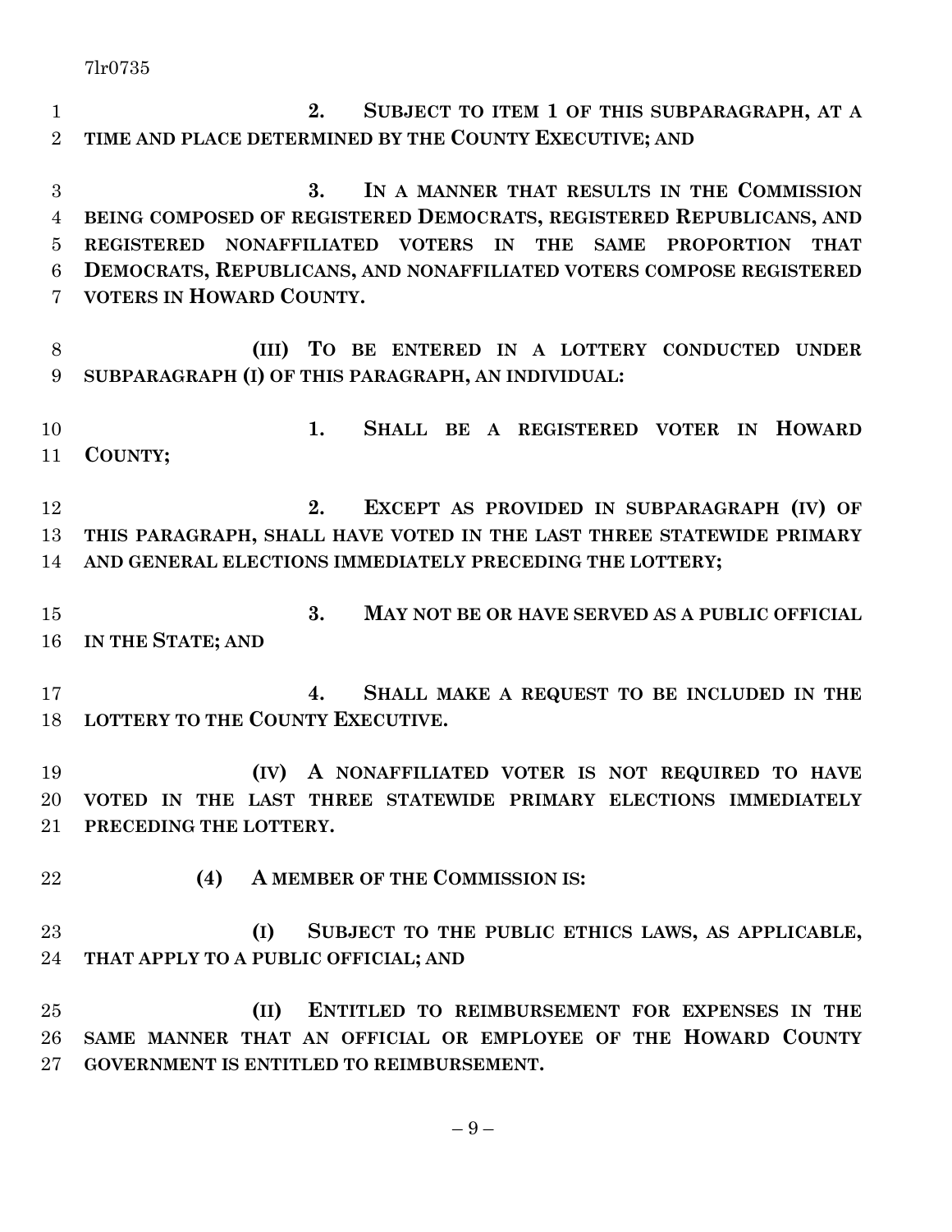**2. SUBJECT TO ITEM 1 OF THIS SUBPARAGRAPH, AT A TIME AND PLACE DETERMINED BY THE COUNTY EXECUTIVE; AND**

**3. IN A MANNER THAT RESULTS IN THE COMMISSION BEING COMPOSED OF REGISTERED DEMOCRATS, REGISTERED REPUBLICANS, AND REGISTERED NONAFFILIATED VOTERS IN THE SAME PROPORTION THAT DEMOCRATS, REPUBLICANS, AND NONAFFILIATED VOTERS COMPOSE REGISTERED VOTERS IN HOWARD COUNTY.**

**(III) TO BE ENTERED IN A LOTTERY CONDUCTED UNDER SUBPARAGRAPH (I) OF THIS PARAGRAPH, AN INDIVIDUAL:**

**1. SHALL BE A REGISTERED VOTER IN HOWARD COUNTY;**

**2. EXCEPT AS PROVIDED IN SUBPARAGRAPH (IV) OF THIS PARAGRAPH, SHALL HAVE VOTED IN THE LAST THREE STATEWIDE PRIMARY AND GENERAL ELECTIONS IMMEDIATELY PRECEDING THE LOTTERY;**

**3. MAY NOT BE OR HAVE SERVED AS A PUBLIC OFFICIAL IN THE STATE; AND**

**4. SHALL MAKE A REQUEST TO BE INCLUDED IN THE LOTTERY TO THE COUNTY EXECUTIVE.**

**(IV) A NONAFFILIATED VOTER IS NOT REQUIRED TO HAVE VOTED IN THE LAST THREE STATEWIDE PRIMARY ELECTIONS IMMEDIATELY PRECEDING THE LOTTERY.**

**(4) A MEMBER OF THE COMMISSION IS:**

**(I) SUBJECT TO THE PUBLIC ETHICS LAWS, AS APPLICABLE, THAT APPLY TO A PUBLIC OFFICIAL; AND**

**(II) ENTITLED TO REIMBURSEMENT FOR EXPENSES IN THE SAME MANNER THAT AN OFFICIAL OR EMPLOYEE OF THE HOWARD COUNTY GOVERNMENT IS ENTITLED TO REIMBURSEMENT.**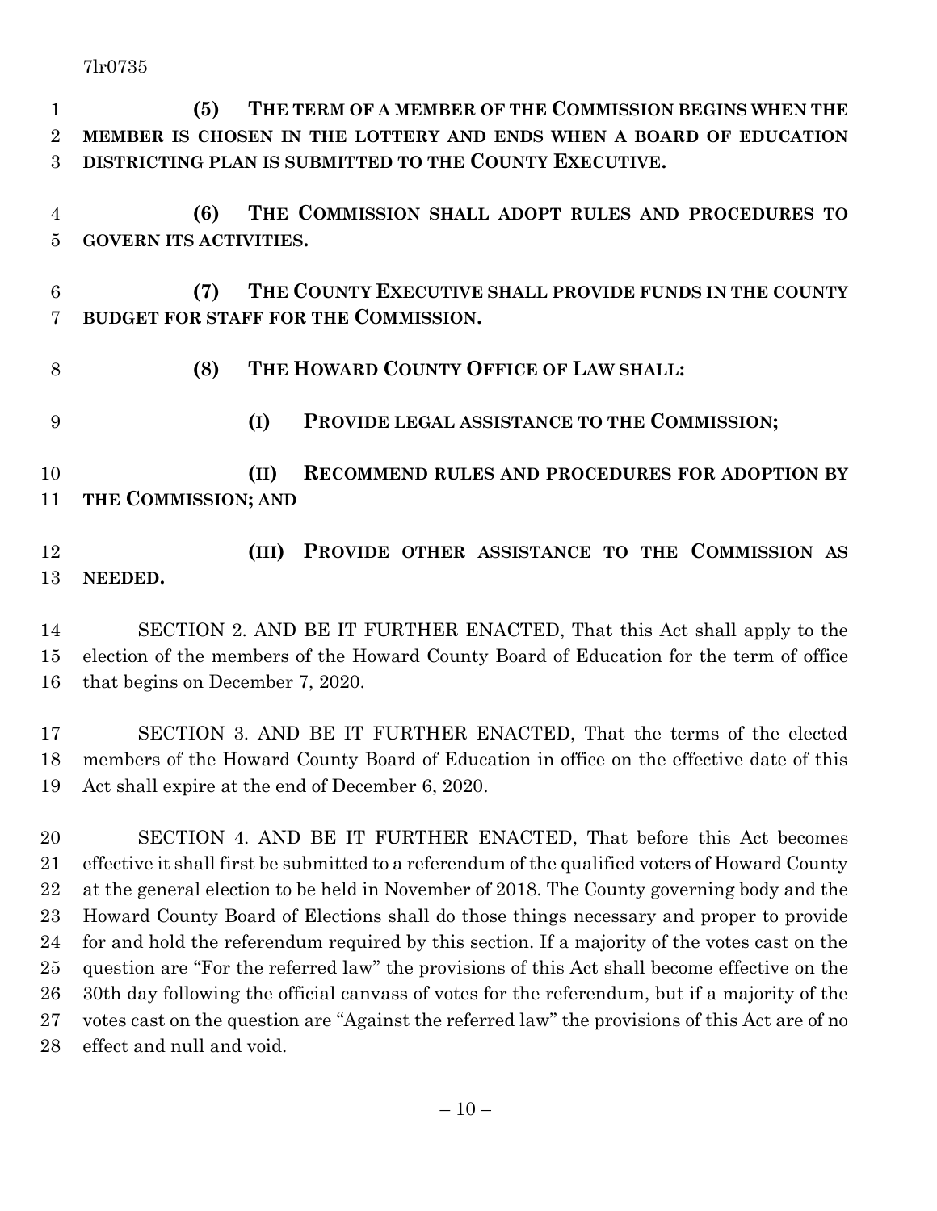**(5) THE TERM OF A MEMBER OF THE COMMISSION BEGINS WHEN THE MEMBER IS CHOSEN IN THE LOTTERY AND ENDS WHEN A BOARD OF EDUCATION DISTRICTING PLAN IS SUBMITTED TO THE COUNTY EXECUTIVE.**

**(6) THE COMMISSION SHALL ADOPT RULES AND PROCEDURES TO GOVERN ITS ACTIVITIES.**

**(7) THE COUNTY EXECUTIVE SHALL PROVIDE FUNDS IN THE COUNTY BUDGET FOR STAFF FOR THE COMMISSION.**

**(8) THE HOWARD COUNTY OFFICE OF LAW SHALL:**

**(I) PROVIDE LEGAL ASSISTANCE TO THE COMMISSION;**

**(II) RECOMMEND RULES AND PROCEDURES FOR ADOPTION BY THE COMMISSION; AND**

**(III) PROVIDE OTHER ASSISTANCE TO THE COMMISSION AS NEEDED.**

SECTION 2. AND BE IT FURTHER ENACTED, That this Act shall apply to the election of the members of the Howard County Board of Education for the term of office that begins on December 7, 2020.

SECTION 3. AND BE IT FURTHER ENACTED, That the terms of the elected members of the Howard County Board of Education in office on the effective date of this Act shall expire at the end of December 6, 2020.

SECTION 4. AND BE IT FURTHER ENACTED, That before this Act becomes effective it shall first be submitted to a referendum of the qualified voters of Howard County at the general election to be held in November of 2018. The County governing body and the Howard County Board of Elections shall do those things necessary and proper to provide for and hold the referendum required by this section. If a majority of the votes cast on the question are "For the referred law" the provisions of this Act shall become effective on the 30th day following the official canvass of votes for the referendum, but if a majority of the votes cast on the question are "Against the referred law" the provisions of this Act are of no effect and null and void.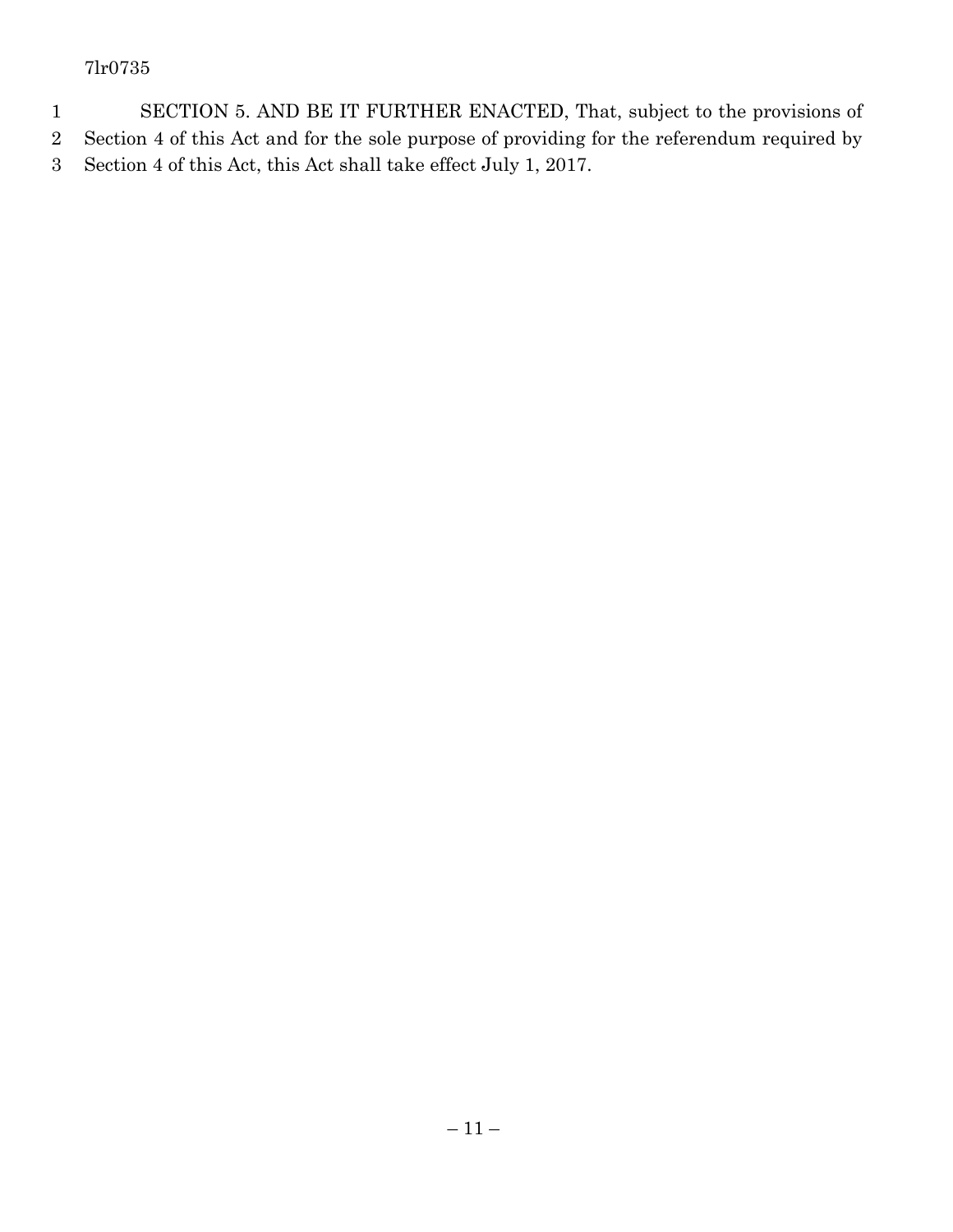SECTION 5. AND BE IT FURTHER ENACTED, That, subject to the provisions of Section 4 of this Act and for the sole purpose of providing for the referendum required by Section 4 of this Act, this Act shall take effect July 1, 2017.